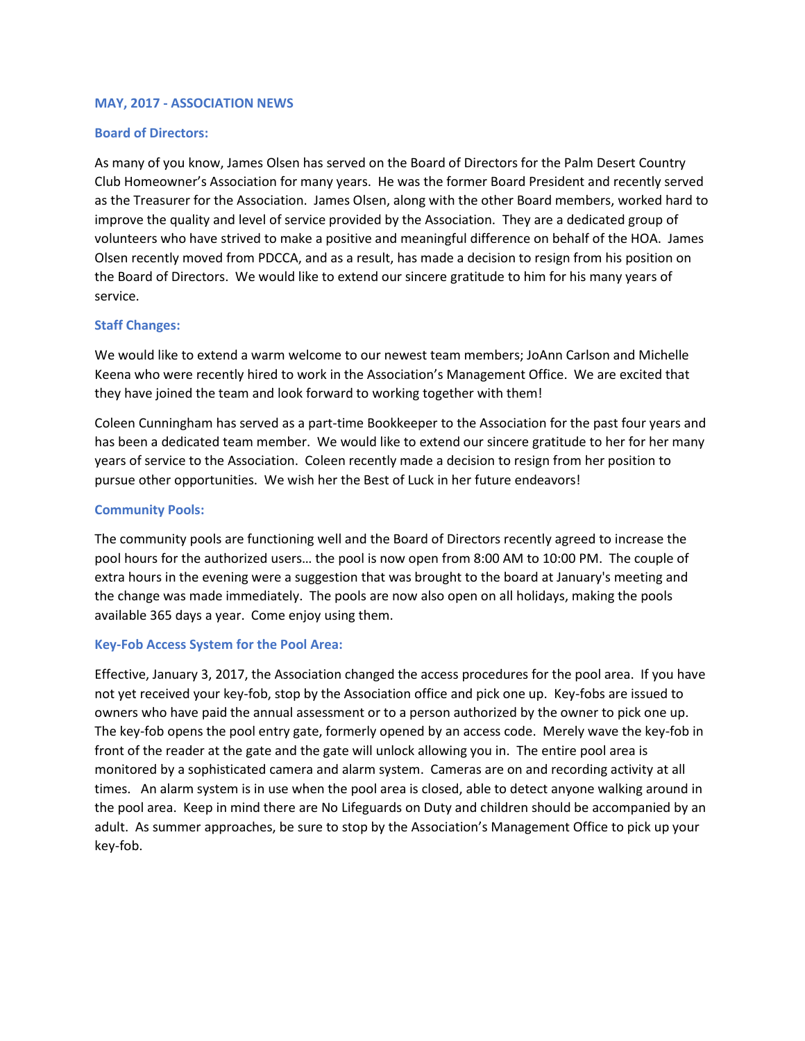## MAY, 2017 - ASSOCIATION NEWS

### Board of Directors:

As many of you know, James Olsen has served on the Board of Directors for the Palm Desert Country Club Homeowner's Association for many years. He was the former Board President and recently served as the Treasurer for the Association. James Olsen, along with the other Board members, worked hard to improve the quality and level of service provided by the Association. They are a dedicated group of volunteers who have strived to make a positive and meaningful difference on behalf of the HOA. James Olsen recently moved from PDCCA, and as a result, has made a decision to resign from his position on the Board of Directors. We would like to extend our sincere gratitude to him for his many years of service.

### Staff Changes:

We would like to extend a warm welcome to our newest team members; JoAnn Carlson and Michelle Keena who were recently hired to work in the Association's Management Office. We are excited that they have joined the team and look forward to working together with them!

Coleen Cunningham has served as a part-time Bookkeeper to the Association for the past four years and has been a dedicated team member. We would like to extend our sincere gratitude to her for her many years of service to the Association. Coleen recently made a decision to resign from her position to pursue other opportunities. We wish her the Best of Luck in her future endeavors!

### Community Pools:

The community pools are functioning well and the Board of Directors recently agreed to increase the pool hours for the authorized users… the pool is now open from 8:00 AM to 10:00 PM. The couple of extra hours in the evening were a suggestion that was brought to the board at January's meeting and the change was made immediately. The pools are now also open on all holidays, making the pools available 365 days a year. Come enjoy using them.

### Key-Fob Access System for the Pool Area:

Effective, January 3, 2017, the Association changed the access procedures for the pool area. If you have not yet received your key-fob, stop by the Association office and pick one up. Key-fobs are issued to owners who have paid the annual assessment or to a person authorized by the owner to pick one up. The key-fob opens the pool entry gate, formerly opened by an access code. Merely wave the key-fob in front of the reader at the gate and the gate will unlock allowing you in. The entire pool area is monitored by a sophisticated camera and alarm system. Cameras are on and recording activity at all times. An alarm system is in use when the pool area is closed, able to detect anyone walking around in the pool area. Keep in mind there are No Lifeguards on Duty and children should be accompanied by an adult. As summer approaches, be sure to stop by the Association's Management Office to pick up your key-fob.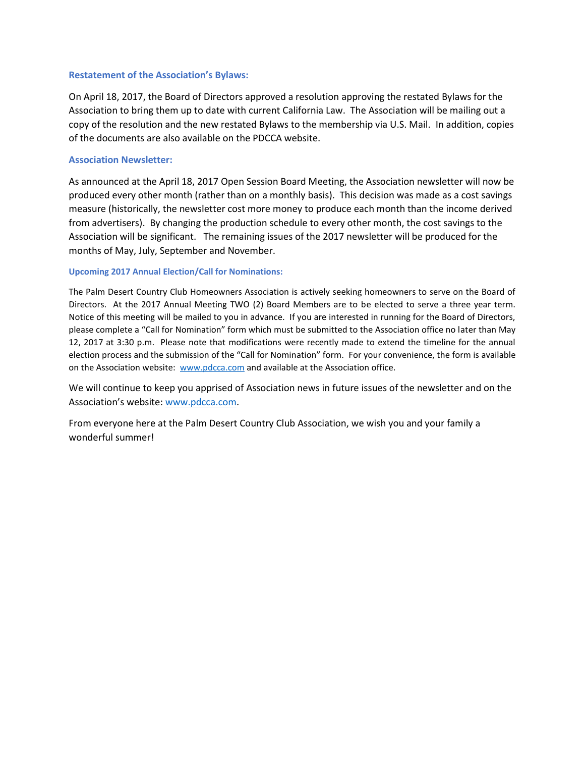### Restatement of the Association's Bylaws:

On April 18, 2017, the Board of Directors approved a resolution approving the restated Bylaws for the Association to bring them up to date with current California Law. The Association will be mailing out a copy of the resolution and the new restated Bylaws to the membership via U.S. Mail. In addition, copies of the documents are also available on the PDCCA website.

### Association Newsletter:

As announced at the April 18, 2017 Open Session Board Meeting, the Association newsletter will now be produced every other month (rather than on a monthly basis). This decision was made as a cost savings measure (historically, the newsletter cost more money to produce each month than the income derived from advertisers). By changing the production schedule to every other month, the cost savings to the Association will be significant. The remaining issues of the 2017 newsletter will be produced for the months of May, July, September and November.

### Upcoming 2017 Annual Election/Call for Nominations:

The Palm Desert Country Club Homeowners Association is actively seeking homeowners to serve on the Board of Directors. At the 2017 Annual Meeting TWO (2) Board Members are to be elected to serve a three year term. Notice of this meeting will be mailed to you in advance. If you are interested in running for the Board of Directors, please complete a "Call for Nomination" form which must be submitted to the Association office no later than May 12, 2017 at 3:30 p.m. Please note that modifications were recently made to extend the timeline for the annual election process and the submission of the "Call for Nomination" form. For your convenience, the form is available on the Association website: www.pdcca.com and available at the Association office.

We will continue to keep you apprised of Association news in future issues of the newsletter and on the Association's website: www.pdcca.com.

From everyone here at the Palm Desert Country Club Association, we wish you and your family a wonderful summer!